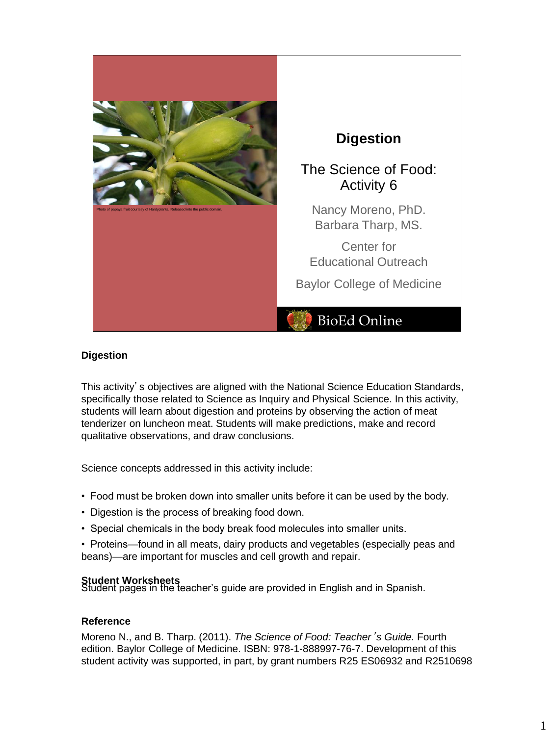# Digestion

## The Science of Food: Activity 6

Nancy Moreno, PhD.
Barbara Tharp, MS.

Center for Educational Outreach

Baylor College of Medicine

BioEd Online

Photo of papaya fruit courtesy of Hardyplants. Released into the public domain.

### Digestion

This activity's objectives are aligned with the National Science Education Standards, specifically those related to Science as Inquiry and Physical Science. In this activity, students will learn about digestion and proteins by observing the action of meat tenderizer on luncheon meat. Students will make predictions, make and record qualitative observations, and draw conclusions.

Science concepts addressed in this activity include:

- Food must be broken down into smaller units before it can be used by the body.
- Digestion is the process of breaking food down.
- Special chemicals in the body break food molecules into smaller units.
- Proteins—found in all meats, dairy products and vegetables (especially peas and beans)—are important for muscles and cell growth and repair.

### Student Worksheets

Student pages in the teacher's guide are provided in English and in Spanish.

### Reference

Moreno N., and B. Tharp. (2011). *The Science of Food: Teacher's Guide.* Fourth edition. Baylor College of Medicine. ISBN: 978-1-888997-76-7. Development of this student activity was supported, in part, by grant numbers R25 ES06932 and R2510698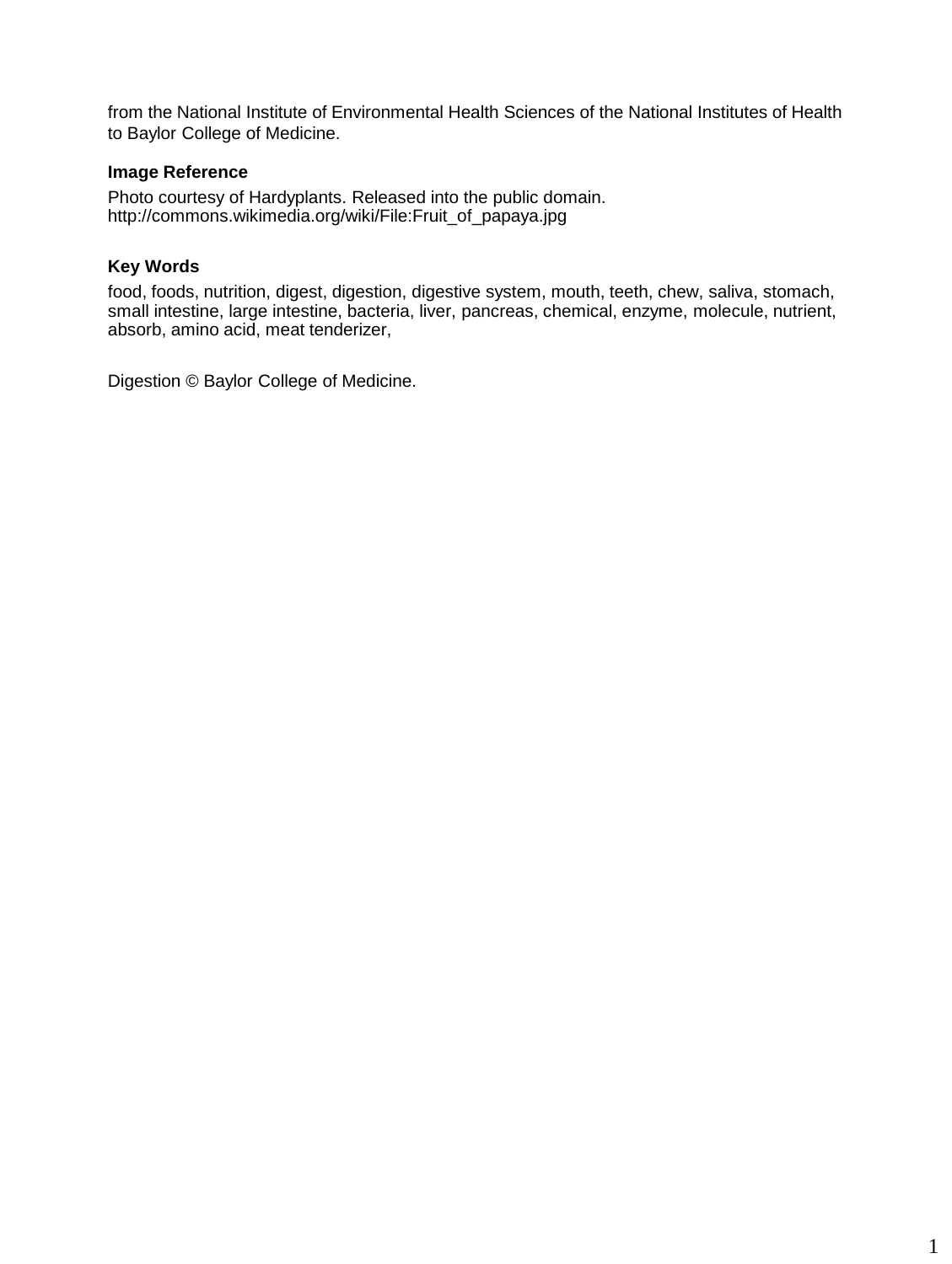from the National Institute of Environmental Health Sciences of the National Institutes of Health to Baylor College of Medicine.

**Image Reference**

Photo courtesy of Hardyplants. Released into the public domain.
http://commons.wikimedia.org/wiki/File:Fruit_of_papaya.jpg

**Key Words**

food, foods, nutrition, digest, digestion, digestive system, mouth, teeth, chew, saliva, stomach, small intestine, large intestine, bacteria, liver, pancreas, chemical, enzyme, molecule, nutrient, absorb, amino acid, meat tenderizer,

Digestion © Baylor College of Medicine.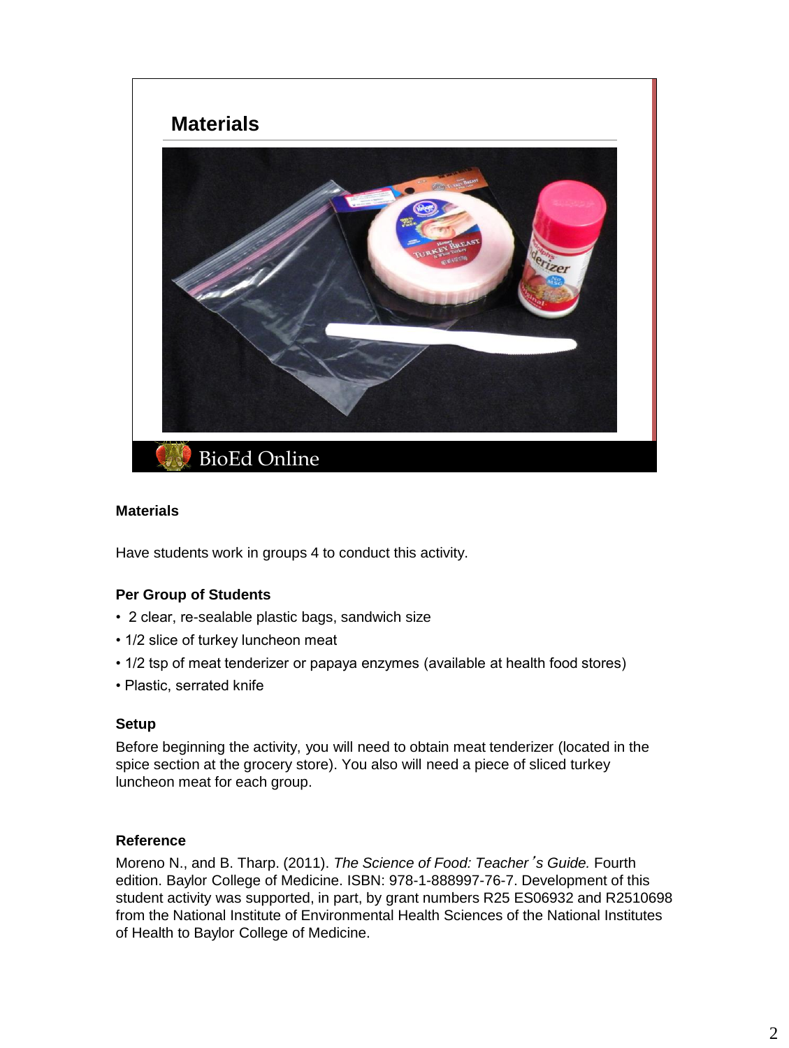## Materials

### Materials

Have students work in groups 4 to conduct this activity.

**Per Group of Students**

- 2 clear, re-sealable plastic bags, sandwich size
- 1/2 slice of turkey luncheon meat
- 1/2 tsp of meat tenderizer or papaya enzymes (available at health food stores)
- Plastic, serrated knife

**Setup**

Before beginning the activity, you will need to obtain meat tenderizer (located in the spice section at the grocery store). You also will need a piece of sliced turkey luncheon meat for each group.

**Reference**

Moreno N., and B. Tharp. (2011). *The Science of Food: Teacher's Guide.* Fourth edition. Baylor College of Medicine. ISBN: 978-1-888997-76-7. Development of this student activity was supported, in part, by grant numbers R25 ES06932 and R2510698 from the National Institute of Environmental Health Sciences of the National Institutes of Health to Baylor College of Medicine.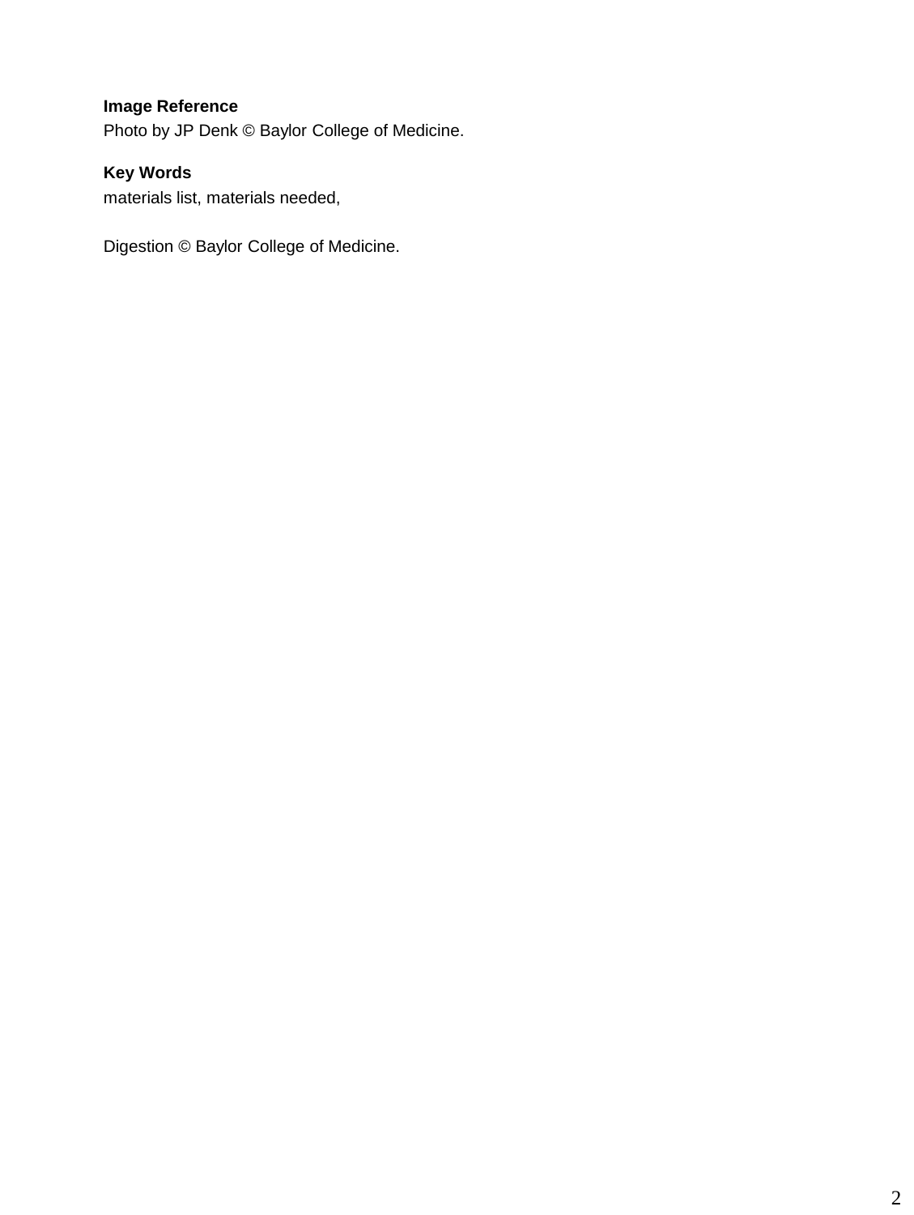**Image Reference**

Photo by JP Denk © Baylor College of Medicine.

**Key Words**

materials list, materials needed,

Digestion © Baylor College of Medicine.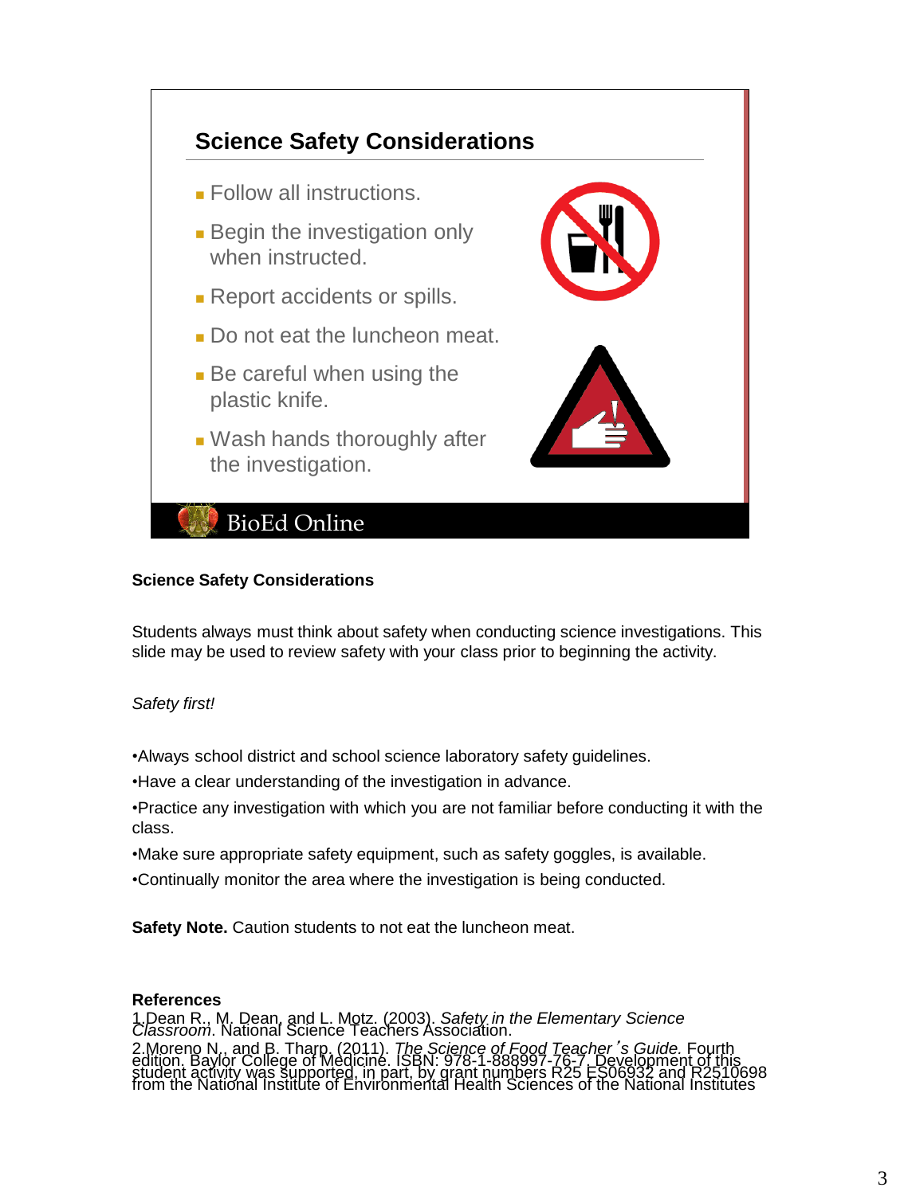## Science Safety Considerations

- Follow all instructions.
- Begin the investigation only when instructed.
- Report accidents or spills.
- Do not eat the luncheon meat.
- Be careful when using the plastic knife.
- Wash hands thoroughly after the investigation.

BioEd Online

**Science Safety Considerations**

Students always must think about safety when conducting science investigations. This slide may be used to review safety with your class prior to beginning the activity.

*Safety first!*

- Always school district and school science laboratory safety guidelines.
- Have a clear understanding of the investigation in advance.
- Practice any investigation with which you are not familiar before conducting it with the class.
- Make sure appropriate safety equipment, such as safety goggles, is available.
- Continually monitor the area where the investigation is being conducted.

**Safety Note.** Caution students to not eat the luncheon meat.

**References**

1. Dean R., M. Dean, and L. Motz. (2003). *Safety in the Elementary Science Classroom*. National Science Teachers Association.
2. Moreno N., and B. Tharp. (2011). *The Science of Food Teacher's Guide.* Fourth edition. Baylor College of Medicine. ISBN: 978-1-888997-76-7. Development of this student activity was supported, in part, by grant numbers R25 ES06932 and R2510698 from the National Institute of Environmental Health Sciences of the National Institutes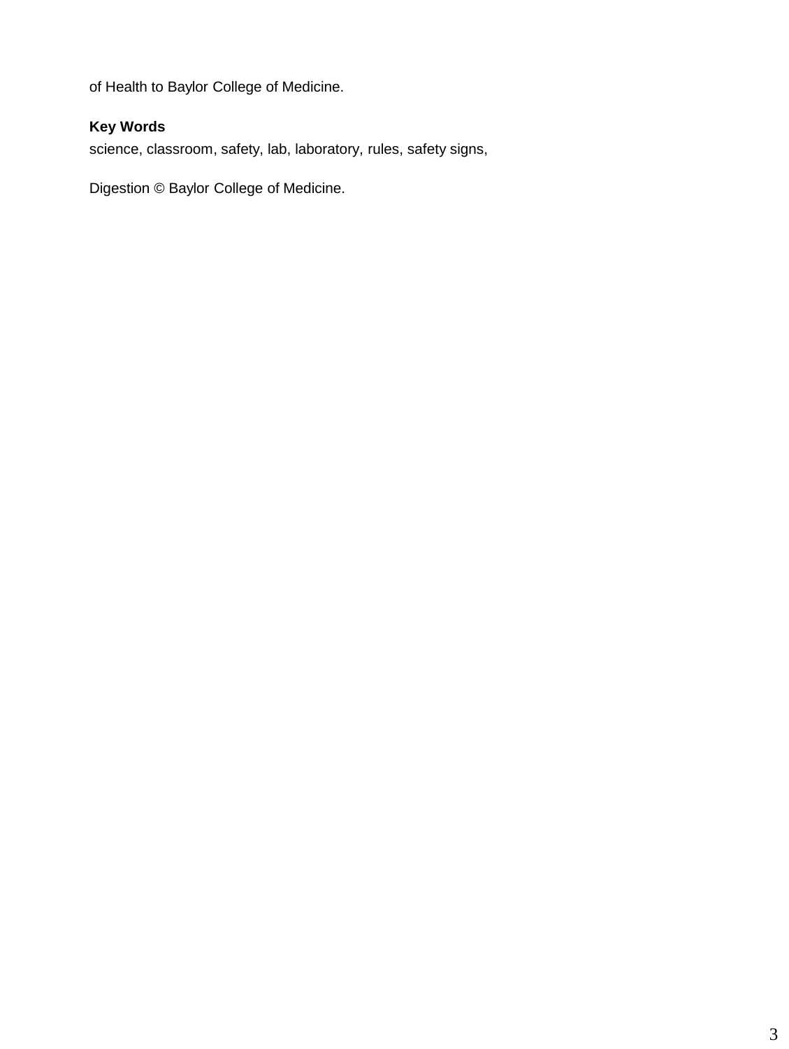of Health to Baylor College of Medicine.

**Key Words**
science, classroom, safety, lab, laboratory, rules, safety signs,

Digestion © Baylor College of Medicine.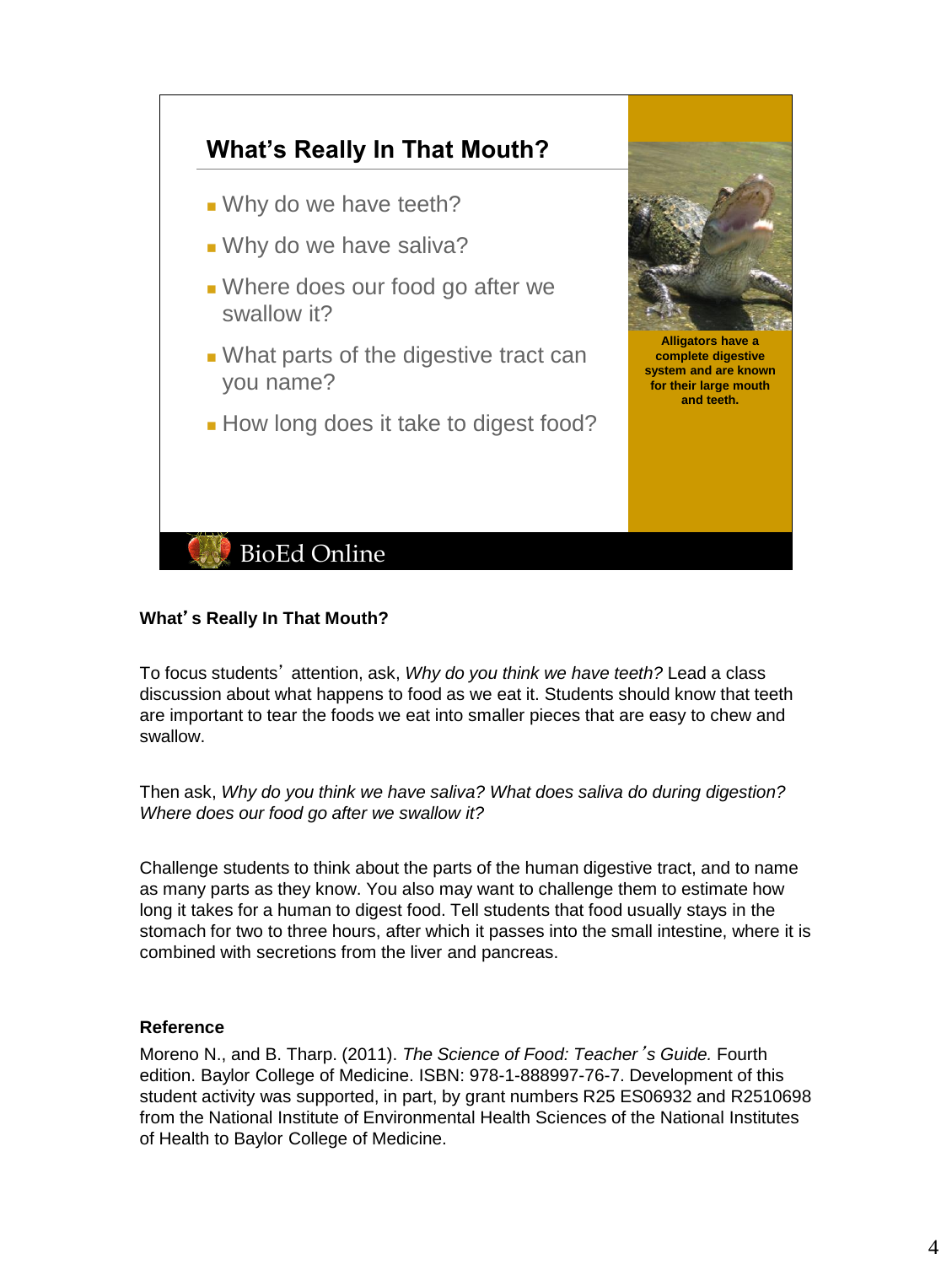## What's Really In That Mouth?

- Why do we have teeth?
- Why do we have saliva?
- Where does our food go after we swallow it?
- What parts of the digestive tract can you name?
- How long does it take to digest food?

**Alligators have a complete digestive system and are known for their large mouth and teeth.**

BioEd Online

**What's Really In That Mouth?**

To focus students' attention, ask, *Why do you think we have teeth?* Lead a class discussion about what happens to food as we eat it. Students should know that teeth are important to tear the foods we eat into smaller pieces that are easy to chew and swallow.

Then ask, *Why do you think we have saliva? What does saliva do during digestion? Where does our food go after we swallow it?*

Challenge students to think about the parts of the human digestive tract, and to name as many parts as they know. You also may want to challenge them to estimate how long it takes for a human to digest food. Tell students that food usually stays in the stomach for two to three hours, after which it passes into the small intestine, where it is combined with secretions from the liver and pancreas.

**Reference**

Moreno N., and B. Tharp. (2011). *The Science of Food: Teacher's Guide.* Fourth edition. Baylor College of Medicine. ISBN: 978-1-888997-76-7. Development of this student activity was supported, in part, by grant numbers R25 ES06932 and R2510698 from the National Institute of Environmental Health Sciences of the National Institutes of Health to Baylor College of Medicine.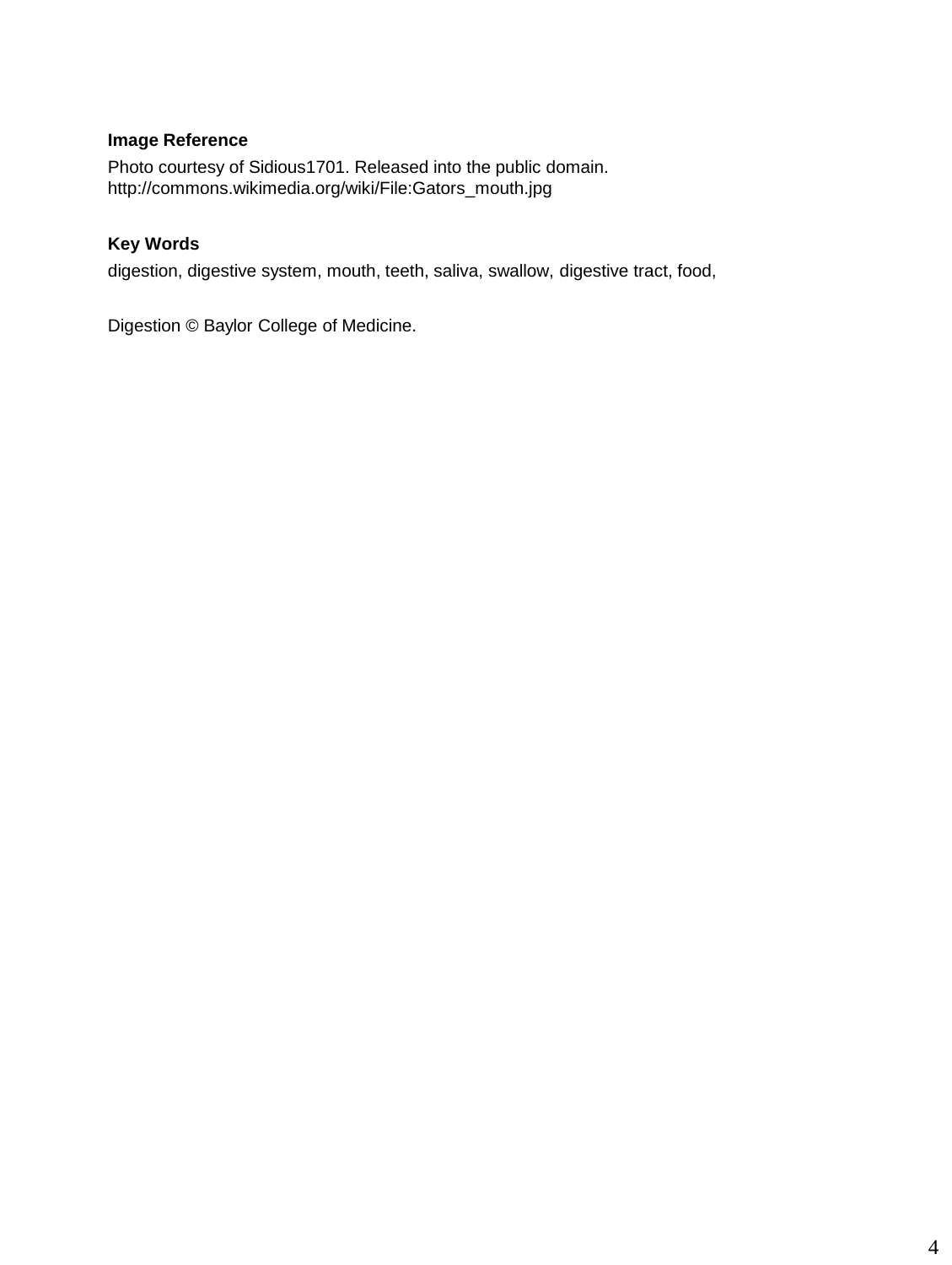**Image Reference**

Photo courtesy of Sidious1701. Released into the public domain.
http://commons.wikimedia.org/wiki/File:Gators_mouth.jpg

**Key Words**

digestion, digestive system, mouth, teeth, saliva, swallow, digestive tract, food,

Digestion © Baylor College of Medicine.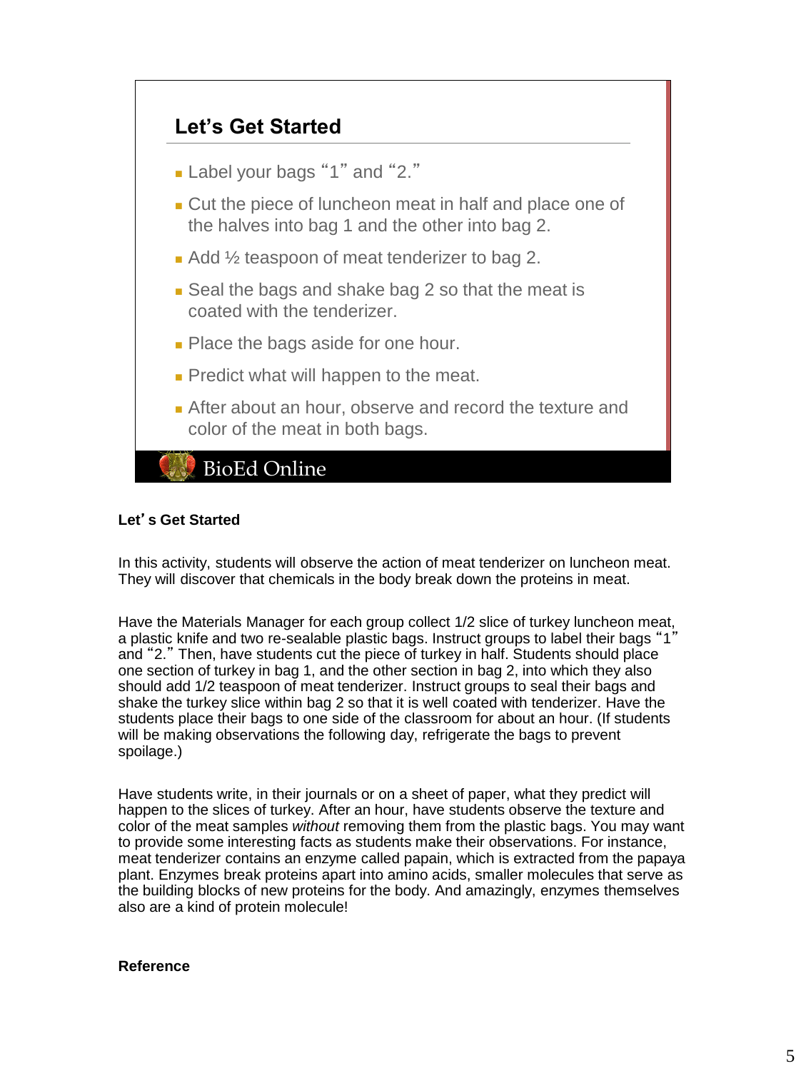## Let's Get Started

- Label your bags "1" and "2."
- Cut the piece of luncheon meat in half and place one of the halves into bag 1 and the other into bag 2.
- Add ½ teaspoon of meat tenderizer to bag 2.
- Seal the bags and shake bag 2 so that the meat is coated with the tenderizer.
- Place the bags aside for one hour.
- Predict what will happen to the meat.
- After about an hour, observe and record the texture and color of the meat in both bags.

BioEd Online

**Let's Get Started**

In this activity, students will observe the action of meat tenderizer on luncheon meat. They will discover that chemicals in the body break down the proteins in meat.

Have the Materials Manager for each group collect 1/2 slice of turkey luncheon meat, a plastic knife and two re-sealable plastic bags. Instruct groups to label their bags "1" and "2." Then, have students cut the piece of turkey in half. Students should place one section of turkey in bag 1, and the other section in bag 2, into which they also should add 1/2 teaspoon of meat tenderizer. Instruct groups to seal their bags and shake the turkey slice within bag 2 so that it is well coated with tenderizer. Have the students place their bags to one side of the classroom for about an hour. (If students will be making observations the following day, refrigerate the bags to prevent spoilage.)

Have students write, in their journals or on a sheet of paper, what they predict will happen to the slices of turkey. After an hour, have students observe the texture and color of the meat samples *without* removing them from the plastic bags. You may want to provide some interesting facts as students make their observations. For instance, meat tenderizer contains an enzyme called papain, which is extracted from the papaya plant. Enzymes break proteins apart into amino acids, smaller molecules that serve as the building blocks of new proteins for the body. And amazingly, enzymes themselves also are a kind of protein molecule!

**Reference**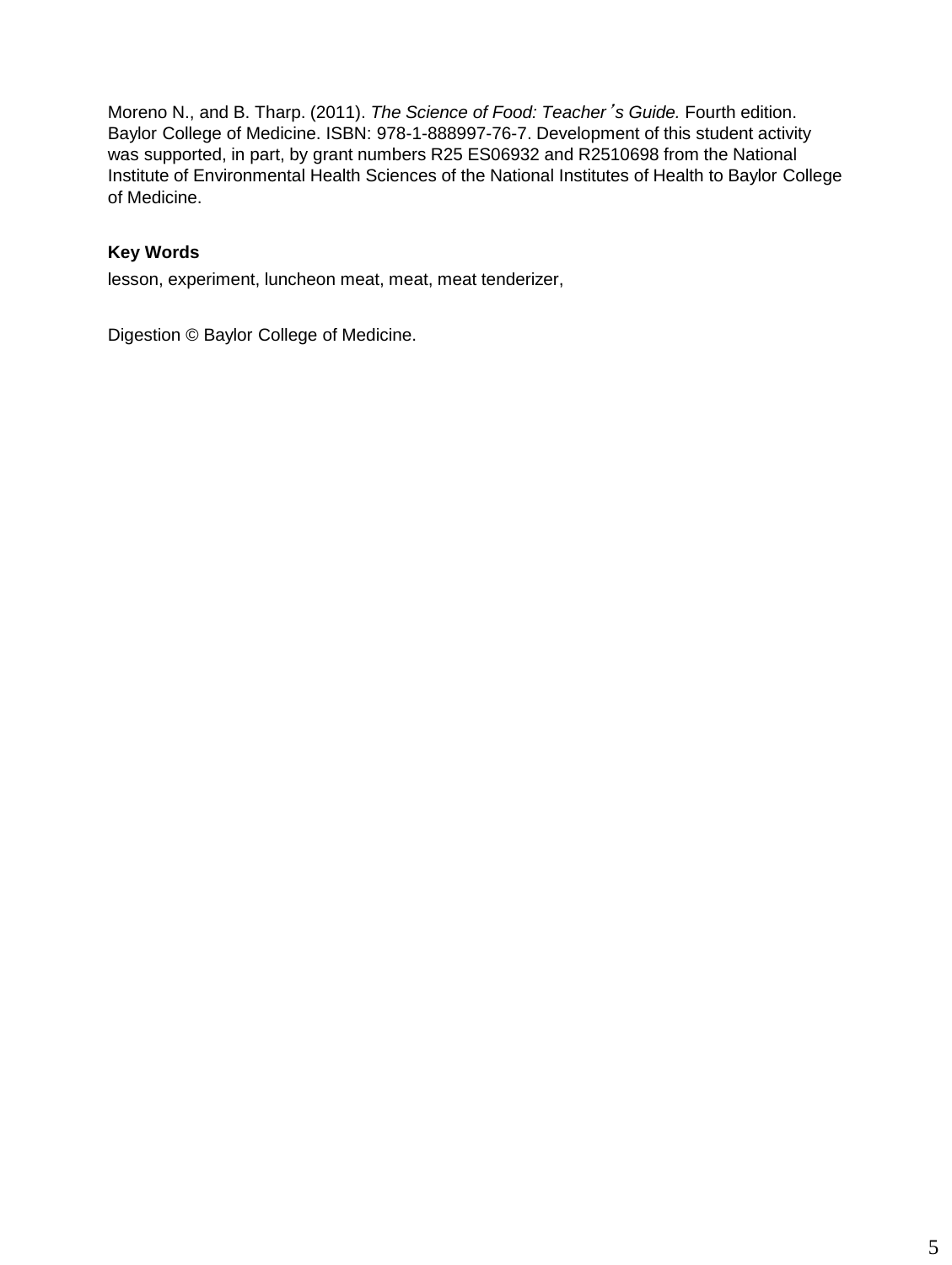Moreno N., and B. Tharp. (2011). *The Science of Food: Teacher's Guide.* Fourth edition. Baylor College of Medicine. ISBN: 978-1-888997-76-7. Development of this student activity was supported, in part, by grant numbers R25 ES06932 and R2510698 from the National Institute of Environmental Health Sciences of the National Institutes of Health to Baylor College of Medicine.

**Key Words**

lesson, experiment, luncheon meat, meat, meat tenderizer,

Digestion © Baylor College of Medicine.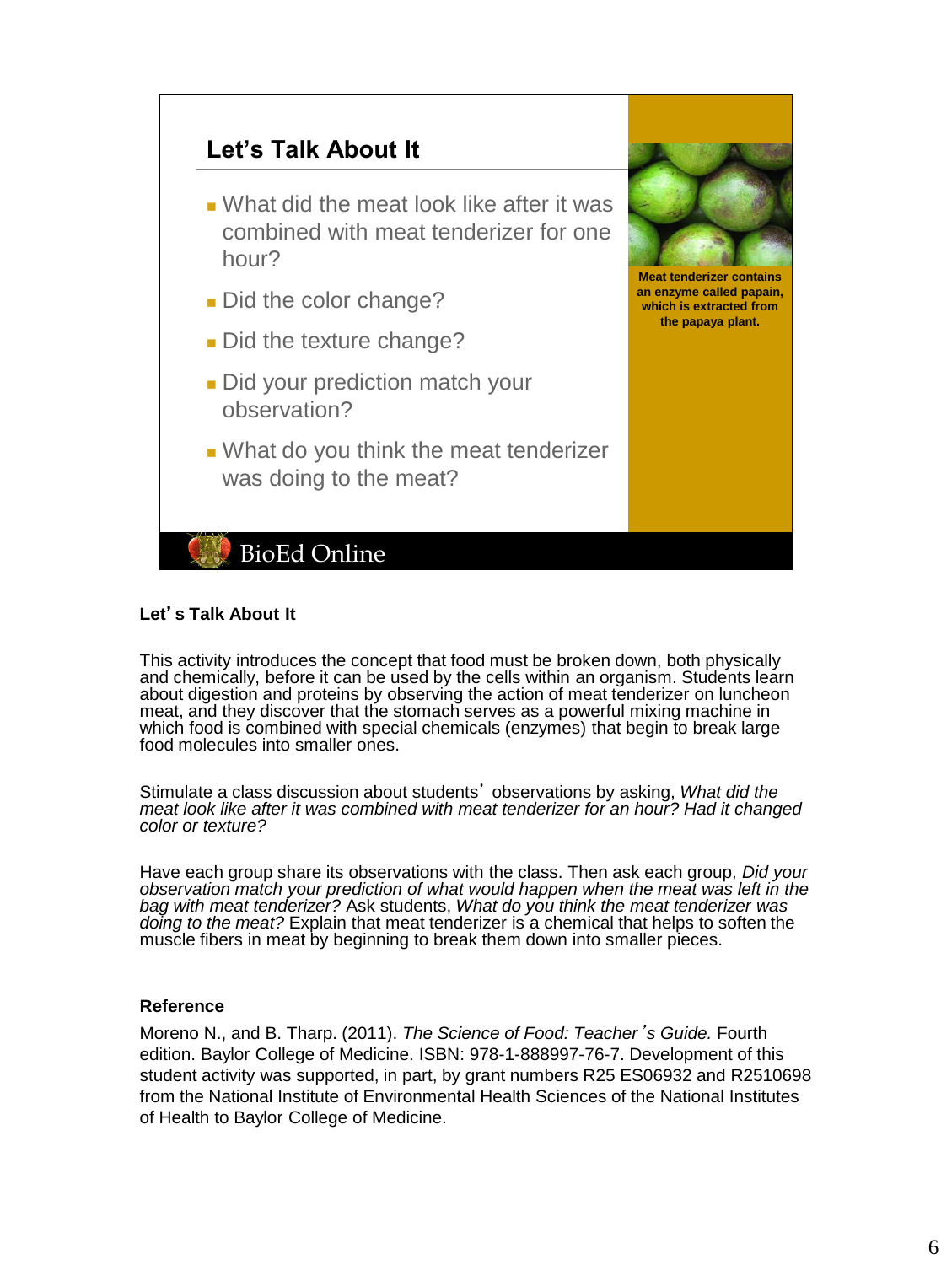## Let's Talk About It

- What did the meat look like after it was combined with meat tenderizer for one hour?
- Did the color change?
- Did the texture change?
- Did your prediction match your observation?
- What do you think the meat tenderizer was doing to the meat?

**Meat tenderizer contains an enzyme called papain, which is extracted from the papaya plant.**

BioEd Online

### Let's Talk About It

This activity introduces the concept that food must be broken down, both physically and chemically, before it can be used by the cells within an organism. Students learn about digestion and proteins by observing the action of meat tenderizer on luncheon meat, and they discover that the stomach serves as a powerful mixing machine in which food is combined with special chemicals (enzymes) that begin to break large food molecules into smaller ones.

Stimulate a class discussion about students' observations by asking, *What did the meat look like after it was combined with meat tenderizer for an hour? Had it changed color or texture?*

Have each group share its observations with the class. Then ask each group, *Did your observation match your prediction of what would happen when the meat was left in the bag with meat tenderizer?* Ask students, *What do you think the meat tenderizer was doing to the meat?* Explain that meat tenderizer is a chemical that helps to soften the muscle fibers in meat by beginning to break them down into smaller pieces.

### Reference

Moreno N., and B. Tharp. (2011). *The Science of Food: Teacher's Guide.* Fourth edition. Baylor College of Medicine. ISBN: 978-1-888997-76-7. Development of this student activity was supported, in part, by grant numbers R25 ES06932 and R2510698 from the National Institute of Environmental Health Sciences of the National Institutes of Health to Baylor College of Medicine.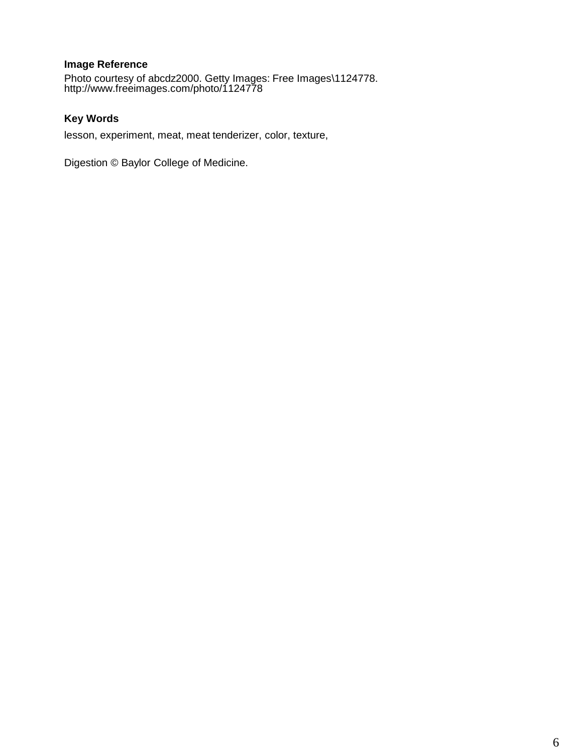**Image Reference**

Photo courtesy of abcdz2000. Getty Images: Free Images\1124778.
http://www.freeimages.com/photo/1124778

**Key Words**

lesson, experiment, meat, meat tenderizer, color, texture,

Digestion © Baylor College of Medicine.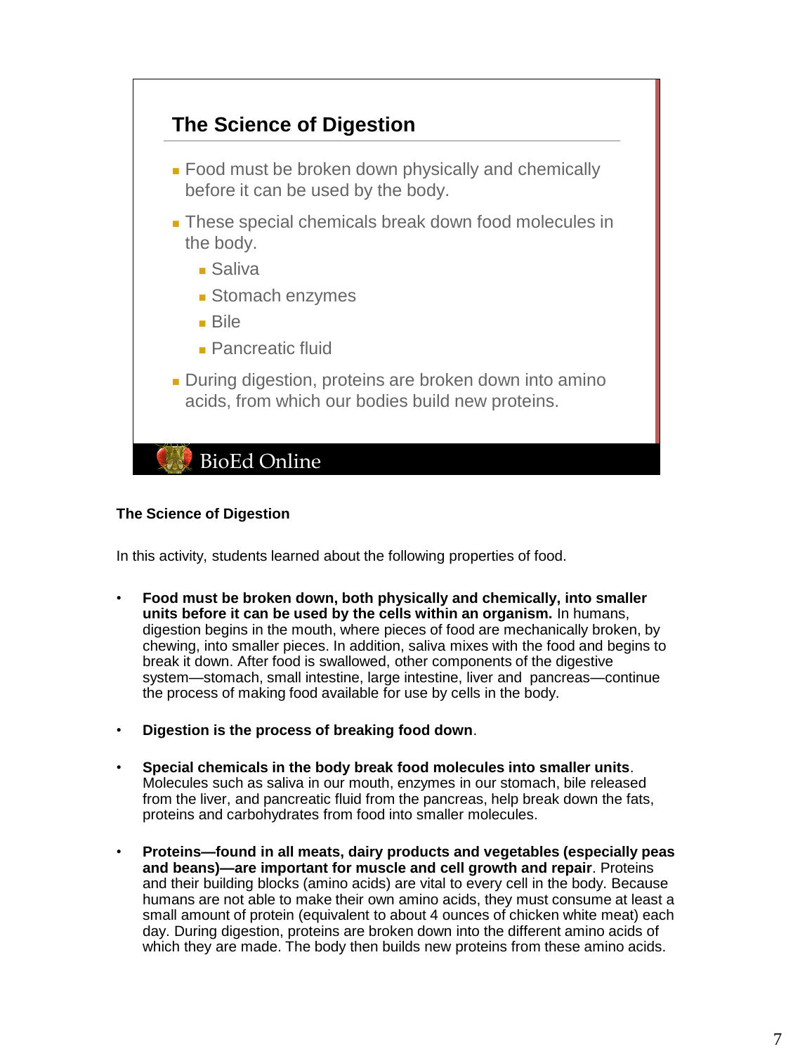## The Science of Digestion

- Food must be broken down physically and chemically before it can be used by the body.
- These special chemicals break down food molecules in the body.
  - Saliva
  - Stomach enzymes
  - Bile
  - Pancreatic fluid
- During digestion, proteins are broken down into amino acids, from which our bodies build new proteins.

BioEd Online

**The Science of Digestion**

In this activity, students learned about the following properties of food.

- **Food must be broken down, both physically and chemically, into smaller units before it can be used by the cells within an organism.** In humans, digestion begins in the mouth, where pieces of food are mechanically broken, by chewing, into smaller pieces. In addition, saliva mixes with the food and begins to break it down. After food is swallowed, other components of the digestive system—stomach, small intestine, large intestine, liver and pancreas—continue the process of making food available for use by cells in the body.
- **Digestion is the process of breaking food down**.
- **Special chemicals in the body break food molecules into smaller units**. Molecules such as saliva in our mouth, enzymes in our stomach, bile released from the liver, and pancreatic fluid from the pancreas, help break down the fats, proteins and carbohydrates from food into smaller molecules.
- **Proteins—found in all meats, dairy products and vegetables (especially peas and beans)—are important for muscle and cell growth and repair**. Proteins and their building blocks (amino acids) are vital to every cell in the body. Because humans are not able to make their own amino acids, they must consume at least a small amount of protein (equivalent to about 4 ounces of chicken white meat) each day. During digestion, proteins are broken down into the different amino acids of which they are made. The body then builds new proteins from these amino acids.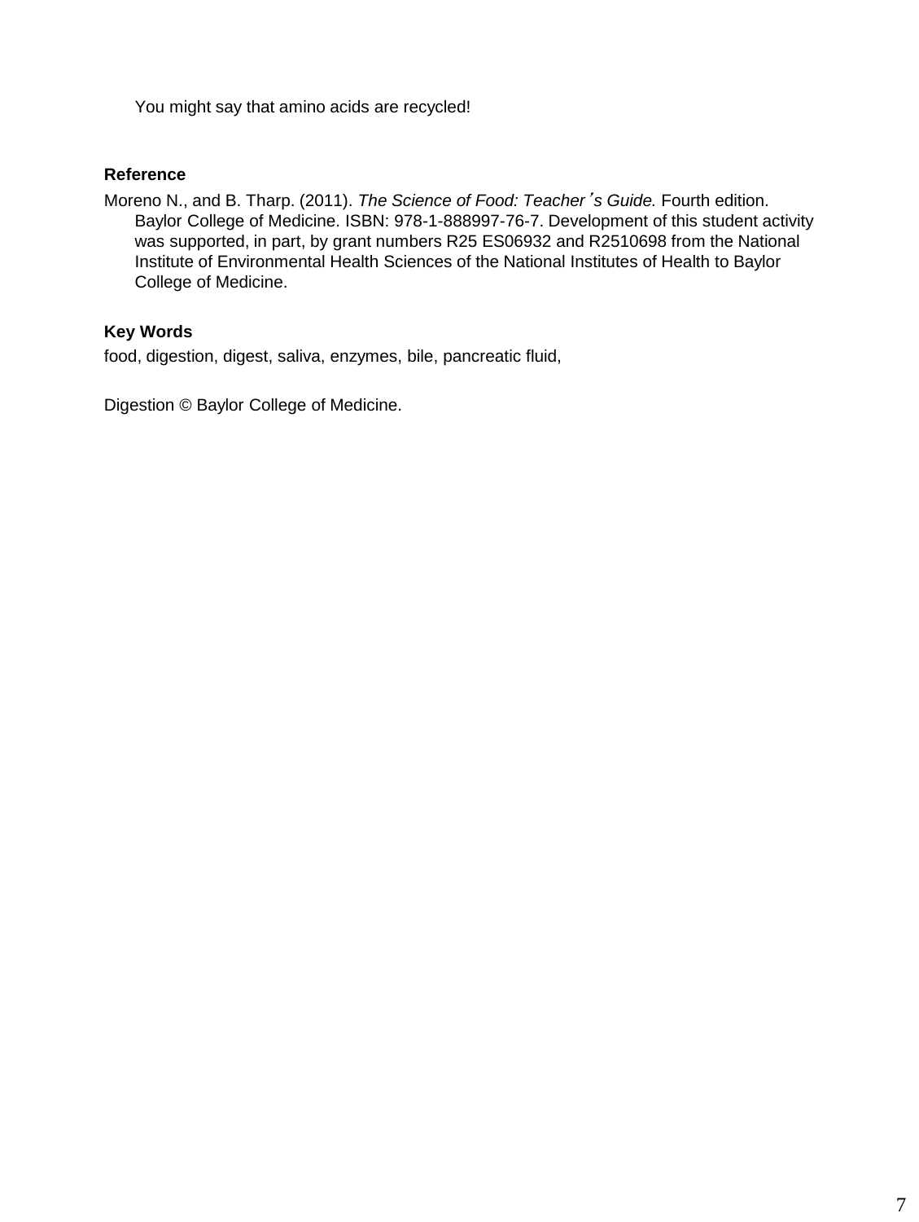You might say that amino acids are recycled!

**Reference**

Moreno N., and B. Tharp. (2011). *The Science of Food: Teacher's Guide.* Fourth edition. Baylor College of Medicine. ISBN: 978-1-888997-76-7. Development of this student activity was supported, in part, by grant numbers R25 ES06932 and R2510698 from the National Institute of Environmental Health Sciences of the National Institutes of Health to Baylor College of Medicine.

**Key Words**

food, digestion, digest, saliva, enzymes, bile, pancreatic fluid,

Digestion © Baylor College of Medicine.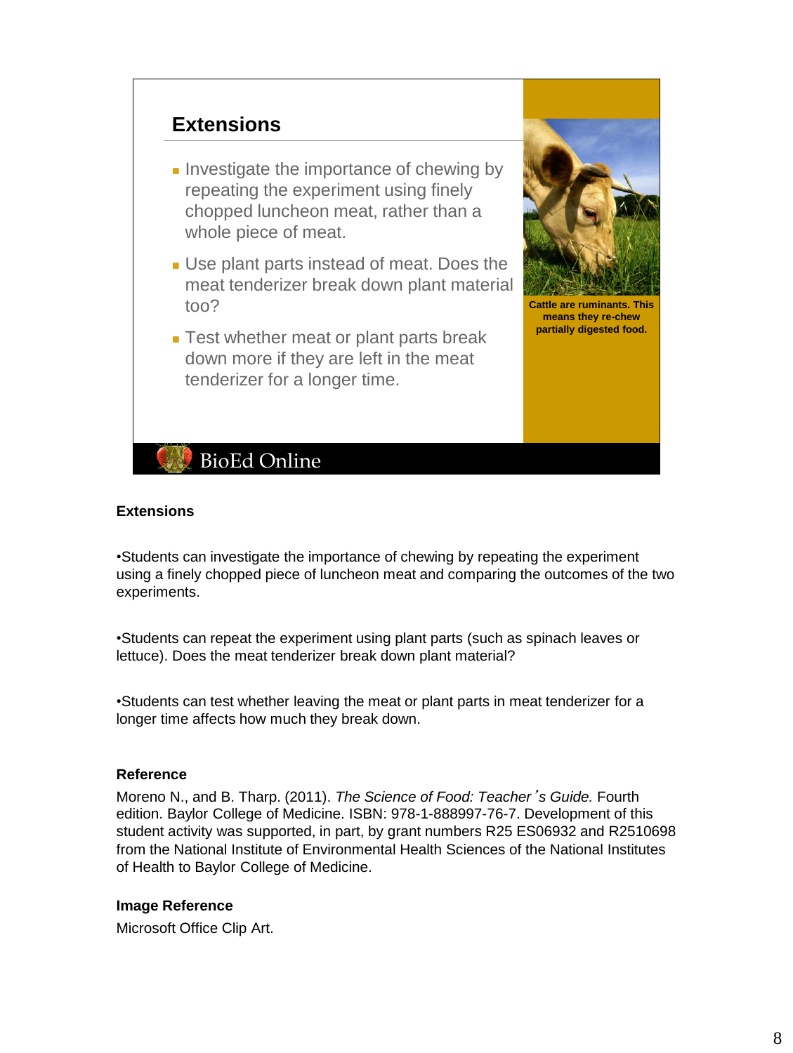## Extensions

- Investigate the importance of chewing by repeating the experiment using finely chopped luncheon meat, rather than a whole piece of meat.
- Use plant parts instead of meat. Does the meat tenderizer break down plant material too?
- Test whether meat or plant parts break down more if they are left in the meat tenderizer for a longer time.

**Cattle are ruminants. This means they re-chew partially digested food.**

BioEd Online

**Extensions**

•Students can investigate the importance of chewing by repeating the experiment using a finely chopped piece of luncheon meat and comparing the outcomes of the two experiments.

•Students can repeat the experiment using plant parts (such as spinach leaves or lettuce). Does the meat tenderizer break down plant material?

•Students can test whether leaving the meat or plant parts in meat tenderizer for a longer time affects how much they break down.

**Reference**

Moreno N., and B. Tharp. (2011). *The Science of Food: Teacher's Guide.* Fourth edition. Baylor College of Medicine. ISBN: 978-1-888997-76-7. Development of this student activity was supported, in part, by grant numbers R25 ES06932 and R2510698 from the National Institute of Environmental Health Sciences of the National Institutes of Health to Baylor College of Medicine.

**Image Reference**

Microsoft Office Clip Art.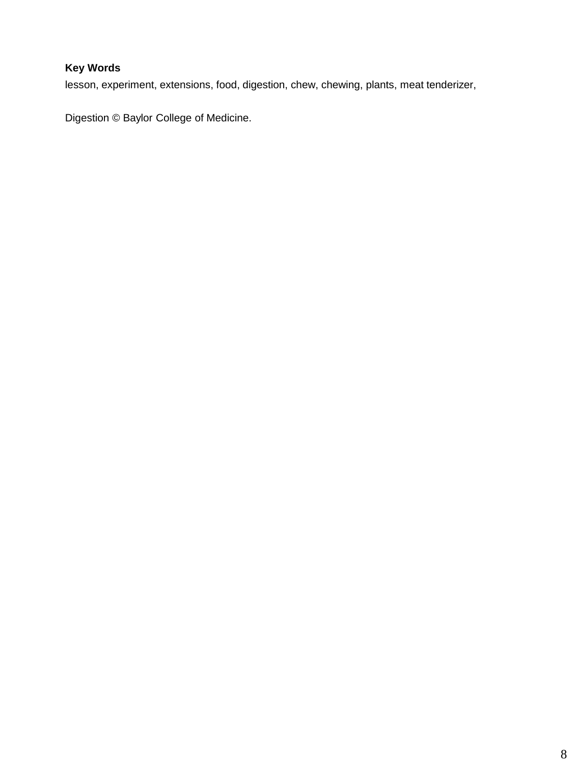**Key Words**

lesson, experiment, extensions, food, digestion, chew, chewing, plants, meat tenderizer,

Digestion © Baylor College of Medicine.